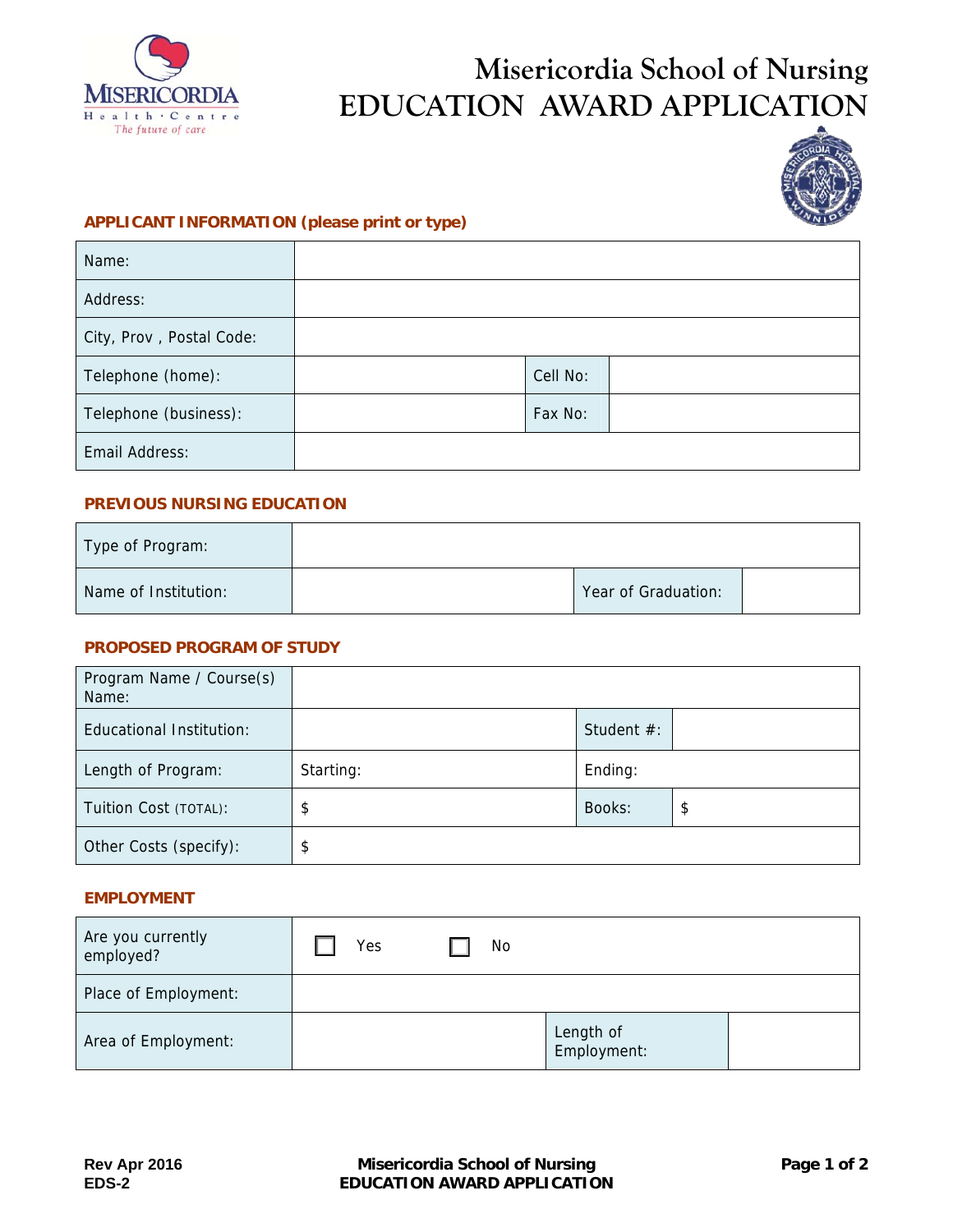# Misericordia School of Nursing
# EDUCATION AWARD APPLICATION

## APPLICANT INFORMATION (please print or type)

| | | | |
|---|---|---|---|
| Name: | | | |
| Address: | | | |
| City, Prov , Postal Code: | | | |
| Telephone (home): | | Cell No: | |
| Telephone (business): | | Fax No: | |
| Email Address: | | | |

## PREVIOUS NURSING EDUCATION

| | | | |
|---|---|---|---|
| Type of Program: | | | |
| Name of Institution: | | Year of Graduation: | |

## PROPOSED PROGRAM OF STUDY

| | | | |
|---|---|---|---|
| Program Name / Course(s) Name: | | | |
| Educational Institution: | | Student #: | |
| Length of Program: | Starting: | Ending: | |
| Tuition Cost (TOTAL): | $ | Books: | $ |
| Other Costs (specify): | $ | | |

## EMPLOYMENT

| | | | |
|---|---|---|---|
| Are you currently employed? | ☐ Yes ☐ No | | |
| Place of Employment: | | | |
| Area of Employment: | | Length of Employment: | |

Rev Apr 2016
EDS-2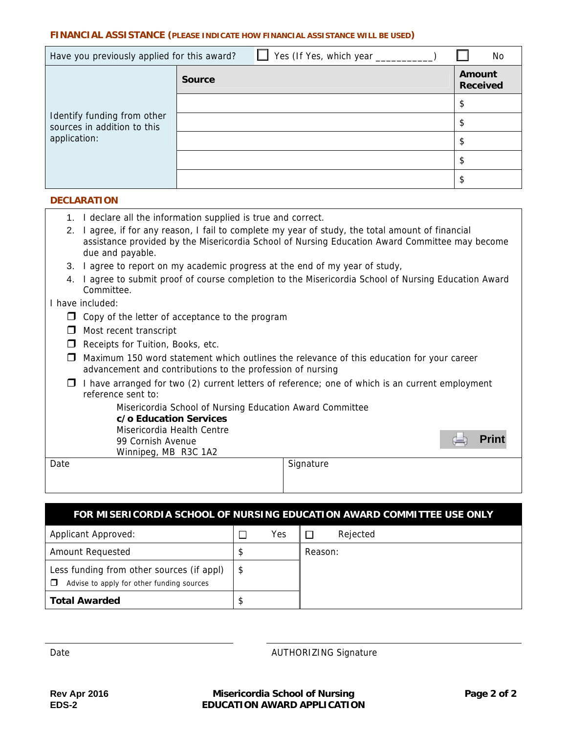## FINANCIAL ASSISTANCE (PLEASE INDICATE HOW FINANCIAL ASSISTANCE WILL BE USED)

| | | |
|---|---|---|
| Have you previously applied for this award? | ☐ Yes (If Yes, which year ___________) | ☐ No |
| Identify funding from other sources in addition to this application: | **Source** | **Amount Received** |
| | | $ |
| | | $ |
| | | $ |
| | | $ |
| | | $ |

## DECLARATION

1. I declare all the information supplied is true and correct.
2. I agree, if for any reason, I fail to complete my year of study, the total amount of financial assistance provided by the Misericordia School of Nursing Education Award Committee may become due and payable.
3. I agree to report on my academic progress at the end of my year of study,
4. I agree to submit proof of course completion to the Misericordia School of Nursing Education Award Committee.

I have included:

- ☐ Copy of the letter of acceptance to the program
- ☐ Most recent transcript
- ☐ Receipts for Tuition, Books, etc.
- ☐ Maximum 150 word statement which outlines the relevance of this education for your career advancement and contributions to the profession of nursing
- ☐ I have arranged for two (2) current letters of reference; one of which is an current employment reference sent to:

Misericordia School of Nursing Education Award Committee
**c/o Education Services**
Misericordia Health Centre
99 Cornish Avenue
Winnipeg, MB R3C 1A2

Print

| | |
|---|---|
| Date | Signature |

## FOR MISERICORDIA SCHOOL OF NURSING EDUCATION AWARD COMMITTEE USE ONLY

| | | |
|---|---|---|
| Applicant Approved: | ☐ Yes | ☐ Rejected |
| Amount Requested | $ | Reason: |
| Less funding from other sources (if appl)<br>☐ Advise to apply for other funding sources | $ | |
| **Total Awarded** | $ | |

Date

AUTHORIZING Signature

**Rev Apr 2016**
**EDS-2**

**Misericordia School of Nursing**
**EDUCATION AWARD APPLICATION**